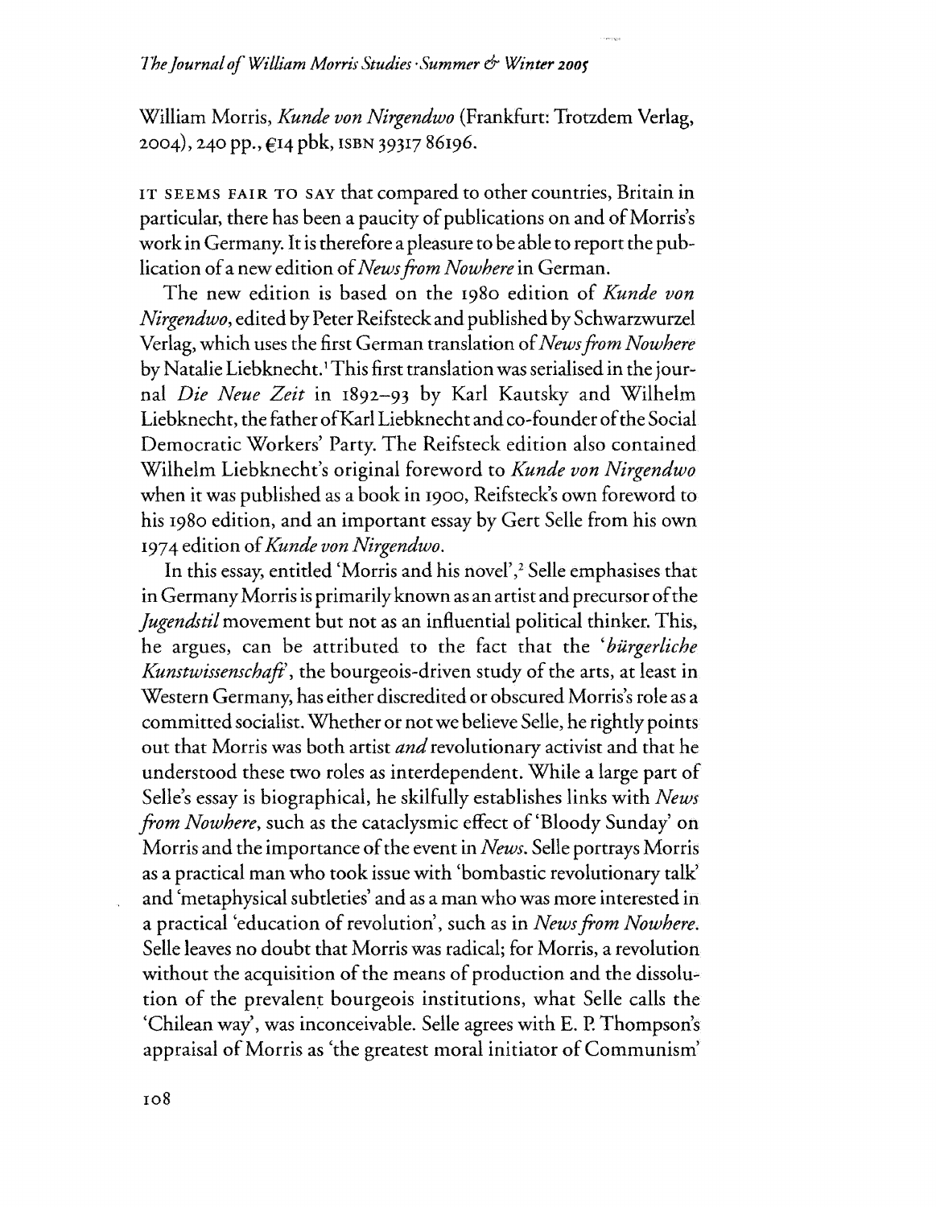William Morris, *Kunde von Nirgendwo* (Frankfurt: Trotzdem Verlag, 2004), 240 pp., €14 pbk, ISBN 39317 86196.

IT SEEMS FAIR TO SAY that compared to other countries, Britain in particular, there has been a paucity of publications on and of Morris's work in Germany. It is therefore a pleasure to be able to report the publication of a new edition of *News from Nowhere* in German.

The new edition is based on the 1980 edition of *Kunde von Nirgendwo*, edited by Peter Reifsteck and published by Schwarzwurzel Verlag, which uses the first German translation of *News from Nowhere* by Natalie Liebknecht.[1] This first translation was serialised in the journal *Die Neue Zeit* in 1892–93 by Karl Kautsky and Wilhelm Liebknecht, the father of Karl Liebknecht and co-founder of the Social Democratic Workers' Party. The Reifsteck edition also contained Wilhelm Liebknecht's original foreword to *Kunde von Nirgendwo* when it was published as a book in 1900, Reifsteck's own foreword to his 1980 edition, and an important essay by Gert Selle from his own 1974 edition of *Kunde von Nirgendwo*.

In this essay, entitled 'Morris and his novel',[2] Selle emphasises that in Germany Morris is primarily known as an artist and precursor of the *Jugendstil* movement but not as an influential political thinker. This, he argues, can be attributed to the fact that the '*bürgerliche Kunstwissenschaft*', the bourgeois-driven study of the arts, at least in Western Germany, has either discredited or obscured Morris's role as a committed socialist. Whether or not we believe Selle, he rightly points out that Morris was both artist *and* revolutionary activist and that he understood these two roles as interdependent. While a large part of Selle's essay is biographical, he skilfully establishes links with *News from Nowhere*, such as the cataclysmic effect of 'Bloody Sunday' on Morris and the importance of the event in *News*. Selle portrays Morris as a practical man who took issue with 'bombastic revolutionary talk' and 'metaphysical subtleties' and as a man who was more interested in a practical 'education of revolution', such as in *News from Nowhere*. Selle leaves no doubt that Morris was radical; for Morris, a revolution without the acquisition of the means of production and the dissolution of the prevalent bourgeois institutions, what Selle calls the 'Chilean way', was inconceivable. Selle agrees with E. P. Thompson's appraisal of Morris as 'the greatest moral initiator of Communism'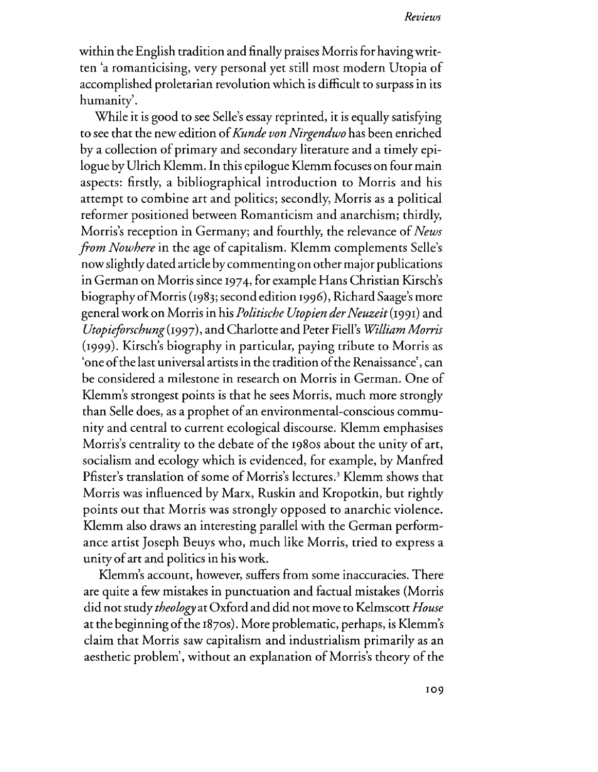within the English tradition and finally praises Morris for having written 'a romanticising, very personal yet still most modern Utopia of accomplished proletarian revolution which is difficult to surpass in its humanity'.

While it is good to see Selle's essay reprinted, it is equally satisfying to see that the new edition of *Kunde von Nirgendwo* has been enriched by a collection of primary and secondary literature and a timely epilogue by Ulrich Klemm. In this epilogue Klemm focuses on four main aspects: firstly, a bibliographical introduction to Morris and his attempt to combine art and politics; secondly, Morris as a political reformer positioned between Romanticism and anarchism; thirdly, Morris's reception in Germany; and fourthly, the relevance of *News from Nowhere* in the age of capitalism. Klemm complements Selle's now slightly dated article by commenting on other major publications in German on Morris since 1974, for example Hans Christian Kirsch's biography of Morris (1983; second edition 1996), Richard Saage's more general work on Morris in his *Politische Utopien der Neuzeit* (1991) and *Utopieforschung* (1997), and Charlotte and Peter Fiell's *William Morris* (1999). Kirsch's biography in particular, paying tribute to Morris as 'one of the last universal artists in the tradition of the Renaissance', can be considered a milestone in research on Morris in German. One of Klemm's strongest points is that he sees Morris, much more strongly than Selle does, as a prophet of an environmental-conscious community and central to current ecological discourse. Klemm emphasises Morris's centrality to the debate of the 1980s about the unity of art, socialism and ecology which is evidenced, for example, by Manfred Pfister's translation of some of Morris's lectures.[3] Klemm shows that Morris was influenced by Marx, Ruskin and Kropotkin, but rightly points out that Morris was strongly opposed to anarchic violence. Klemm also draws an interesting parallel with the German performance artist Joseph Beuys who, much like Morris, tried to express a unity of art and politics in his work.

Klemm's account, however, suffers from some inaccuracies. There are quite a few mistakes in punctuation and factual mistakes (Morris did not study *theology* at Oxford and did not move to Kelmscott *House* at the beginning of the 1870s). More problematic, perhaps, is Klemm's claim that Morris saw capitalism and industrialism primarily as an aesthetic problem', without an explanation of Morris's theory of the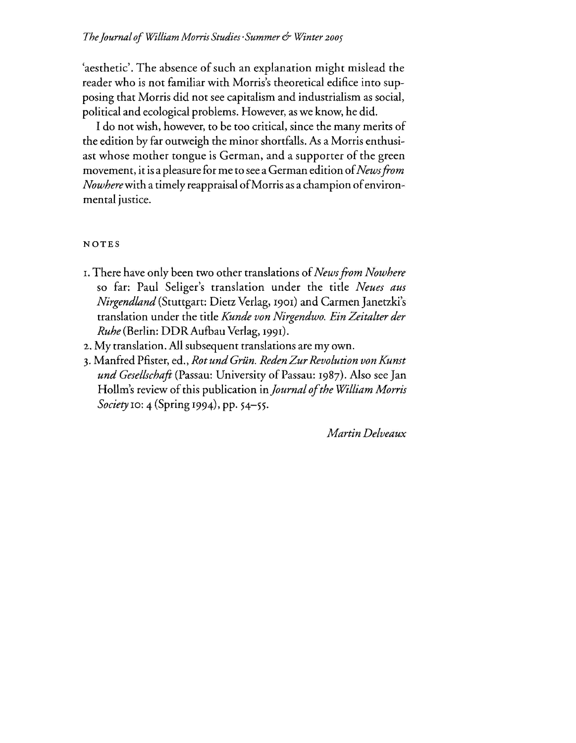'aesthetic'. The absence of such an explanation might mislead the reader who is not familiar with Morris's theoretical edifice into supposing that Morris did not see capitalism and industrialism as social, political and ecological problems. However, as we know, he did.

I do not wish, however, to be too critical, since the many merits of the edition by far outweigh the minor shortfalls. As a Morris enthusiast whose mother tongue is German, and a supporter of the green movement, it is a pleasure for me to see a German edition of *News from Nowhere* with a timely reappraisal of Morris as a champion of environmental justice.

NOTES

1. There have only been two other translations of *News from Nowhere* so far: Paul Seliger's translation under the title *Neues aus Nirgendland* (Stuttgart: Dietz Verlag, 1901) and Carmen Janetzki's translation under the title *Kunde von Nirgendwo. Ein Zeitalter der Ruhe* (Berlin: DDR Aufbau Verlag, 1991).
2. My translation. All subsequent translations are my own.
3. Manfred Pfister, ed., *Rot und Grün. Reden Zur Revolution von Kunst und Gesellschaft* (Passau: University of Passau: 1987). Also see Jan Hollm's review of this publication in *Journal of the William Morris Society* 10: 4 (Spring 1994), pp. 54–55.

*Martin Delveaux*